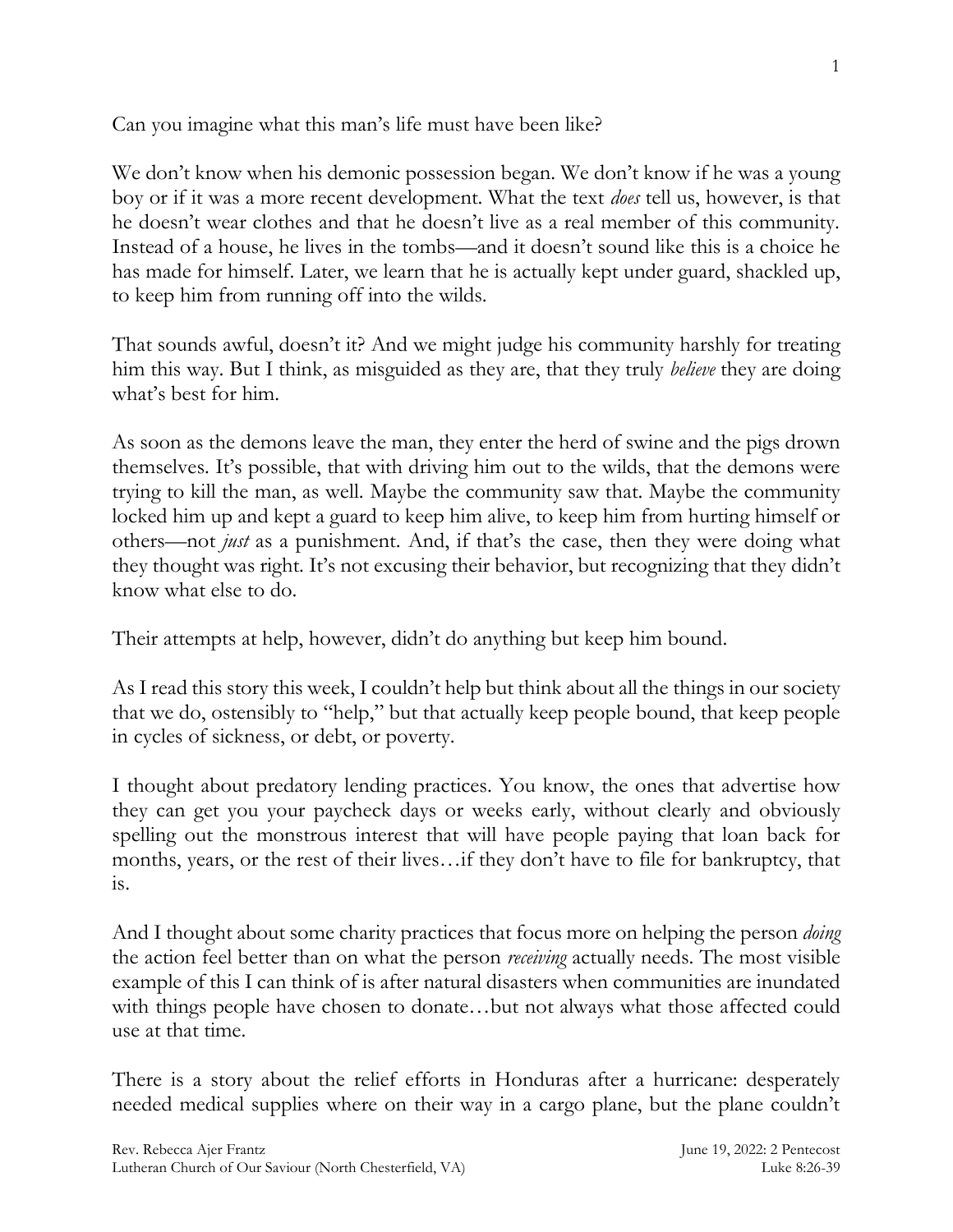Can you imagine what this man's life must have been like?

We don't know when his demonic possession began. We don't know if he was a young boy or if it was a more recent development. What the text *does* tell us, however, is that he doesn't wear clothes and that he doesn't live as a real member of this community. Instead of a house, he lives in the tombs—and it doesn't sound like this is a choice he has made for himself. Later, we learn that he is actually kept under guard, shackled up, to keep him from running off into the wilds.

That sounds awful, doesn't it? And we might judge his community harshly for treating him this way. But I think, as misguided as they are, that they truly *believe* they are doing what's best for him.

As soon as the demons leave the man, they enter the herd of swine and the pigs drown themselves. It's possible, that with driving him out to the wilds, that the demons were trying to kill the man, as well. Maybe the community saw that. Maybe the community locked him up and kept a guard to keep him alive, to keep him from hurting himself or others—not *just* as a punishment. And, if that's the case, then they were doing what they thought was right. It's not excusing their behavior, but recognizing that they didn't know what else to do.

Their attempts at help, however, didn't do anything but keep him bound.

As I read this story this week, I couldn't help but think about all the things in our society that we do, ostensibly to "help," but that actually keep people bound, that keep people in cycles of sickness, or debt, or poverty.

I thought about predatory lending practices. You know, the ones that advertise how they can get you your paycheck days or weeks early, without clearly and obviously spelling out the monstrous interest that will have people paying that loan back for months, years, or the rest of their lives…if they don't have to file for bankruptcy, that is.

And I thought about some charity practices that focus more on helping the person *doing* the action feel better than on what the person *receiving* actually needs. The most visible example of this I can think of is after natural disasters when communities are inundated with things people have chosen to donate…but not always what those affected could use at that time.

There is a story about the relief efforts in Honduras after a hurricane: desperately needed medical supplies where on their way in a cargo plane, but the plane couldn't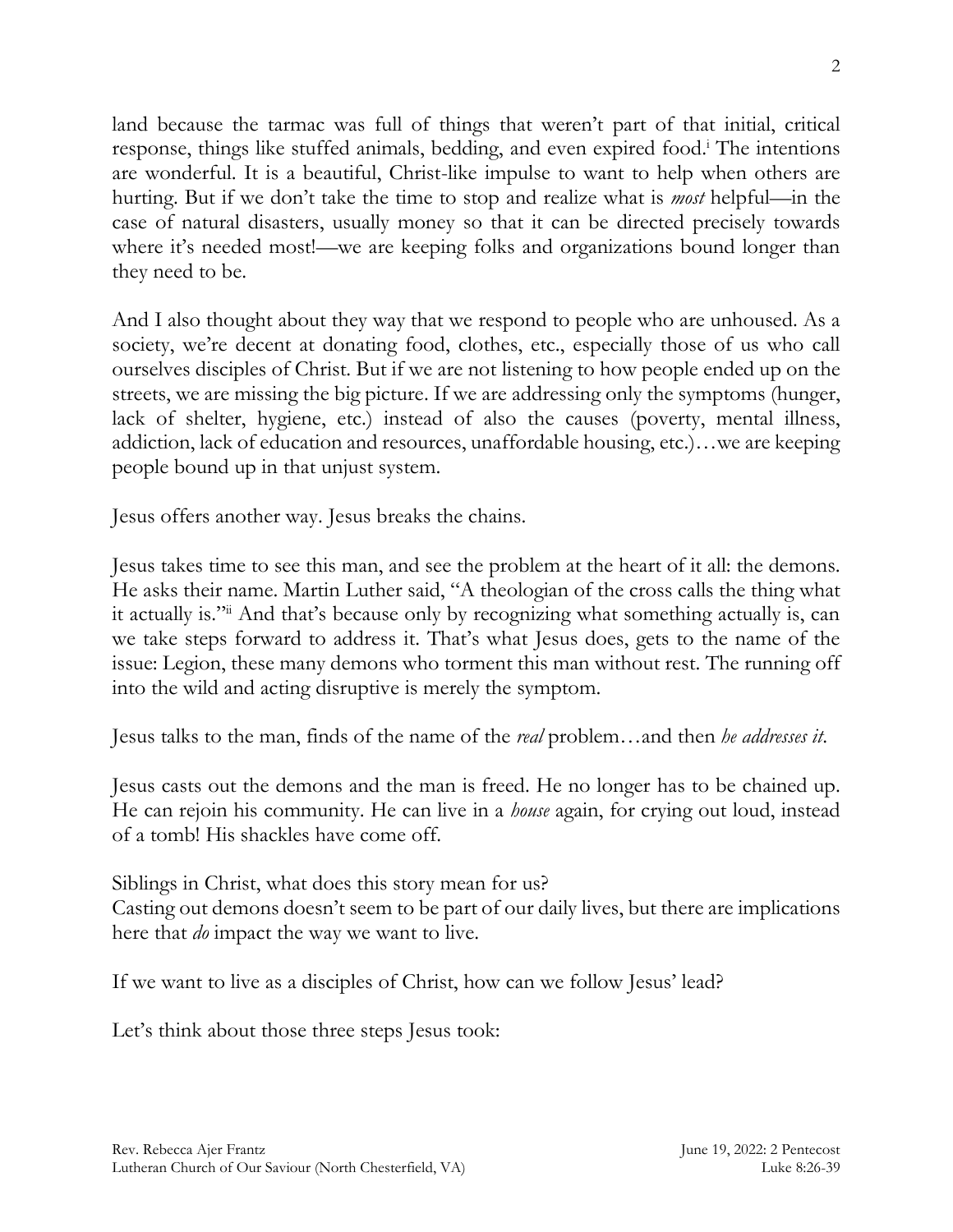land because the tarmac was full of things that weren't part of that initial, critical response, things like stuffed animals, bedding, and even expired food.[i] The intentions are wonderful. It is a beautiful, Christ-like impulse to want to help when others are hurting. But if we don't take the time to stop and realize what is *most* helpful—in the case of natural disasters, usually money so that it can be directed precisely towards where it's needed most!—we are keeping folks and organizations bound longer than they need to be.

And I also thought about they way that we respond to people who are unhoused. As a society, we're decent at donating food, clothes, etc., especially those of us who call ourselves disciples of Christ. But if we are not listening to how people ended up on the streets, we are missing the big picture. If we are addressing only the symptoms (hunger, lack of shelter, hygiene, etc.) instead of also the causes (poverty, mental illness, addiction, lack of education and resources, unaffordable housing, etc.)…we are keeping people bound up in that unjust system.

Jesus offers another way. Jesus breaks the chains.

Jesus takes time to see this man, and see the problem at the heart of it all: the demons. He asks their name. Martin Luther said, "A theologian of the cross calls the thing what it actually is."[ii] And that's because only by recognizing what something actually is, can we take steps forward to address it. That's what Jesus does, gets to the name of the issue: Legion, these many demons who torment this man without rest. The running off into the wild and acting disruptive is merely the symptom.

Jesus talks to the man, finds of the name of the *real* problem…and then *he addresses it*.

Jesus casts out the demons and the man is freed. He no longer has to be chained up. He can rejoin his community. He can live in a *house* again, for crying out loud, instead of a tomb! His shackles have come off.

Siblings in Christ, what does this story mean for us?
Casting out demons doesn't seem to be part of our daily lives, but there are implications here that *do* impact the way we want to live.

If we want to live as a disciples of Christ, how can we follow Jesus' lead?

Let's think about those three steps Jesus took: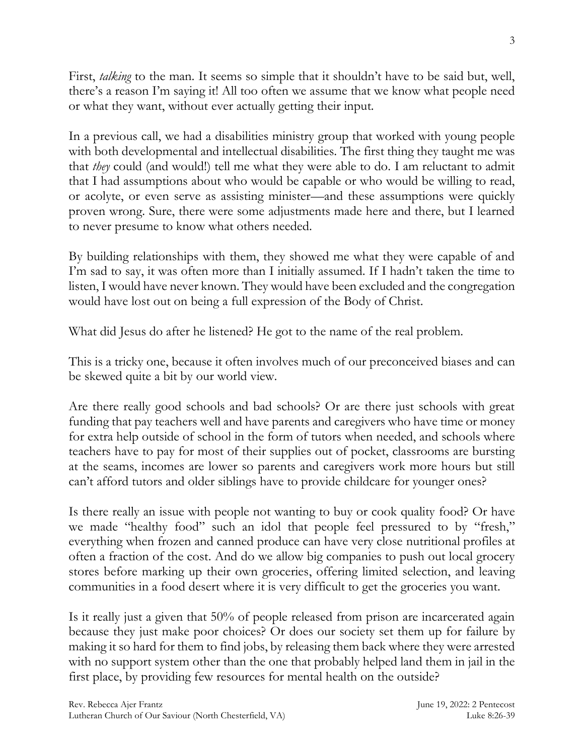First, *talking* to the man. It seems so simple that it shouldn't have to be said but, well, there's a reason I'm saying it! All too often we assume that we know what people need or what they want, without ever actually getting their input.

In a previous call, we had a disabilities ministry group that worked with young people with both developmental and intellectual disabilities. The first thing they taught me was that *they* could (and would!) tell me what they were able to do. I am reluctant to admit that I had assumptions about who would be capable or who would be willing to read, or acolyte, or even serve as assisting minister—and these assumptions were quickly proven wrong. Sure, there were some adjustments made here and there, but I learned to never presume to know what others needed.

By building relationships with them, they showed me what they were capable of and I'm sad to say, it was often more than I initially assumed. If I hadn't taken the time to listen, I would have never known. They would have been excluded and the congregation would have lost out on being a full expression of the Body of Christ.

What did Jesus do after he listened? He got to the name of the real problem.

This is a tricky one, because it often involves much of our preconceived biases and can be skewed quite a bit by our world view.

Are there really good schools and bad schools? Or are there just schools with great funding that pay teachers well and have parents and caregivers who have time or money for extra help outside of school in the form of tutors when needed, and schools where teachers have to pay for most of their supplies out of pocket, classrooms are bursting at the seams, incomes are lower so parents and caregivers work more hours but still can't afford tutors and older siblings have to provide childcare for younger ones?

Is there really an issue with people not wanting to buy or cook quality food? Or have we made "healthy food" such an idol that people feel pressured to by "fresh," everything when frozen and canned produce can have very close nutritional profiles at often a fraction of the cost. And do we allow big companies to push out local grocery stores before marking up their own groceries, offering limited selection, and leaving communities in a food desert where it is very difficult to get the groceries you want.

Is it really just a given that 50% of people released from prison are incarcerated again because they just make poor choices? Or does our society set them up for failure by making it so hard for them to find jobs, by releasing them back where they were arrested with no support system other than the one that probably helped land them in jail in the first place, by providing few resources for mental health on the outside?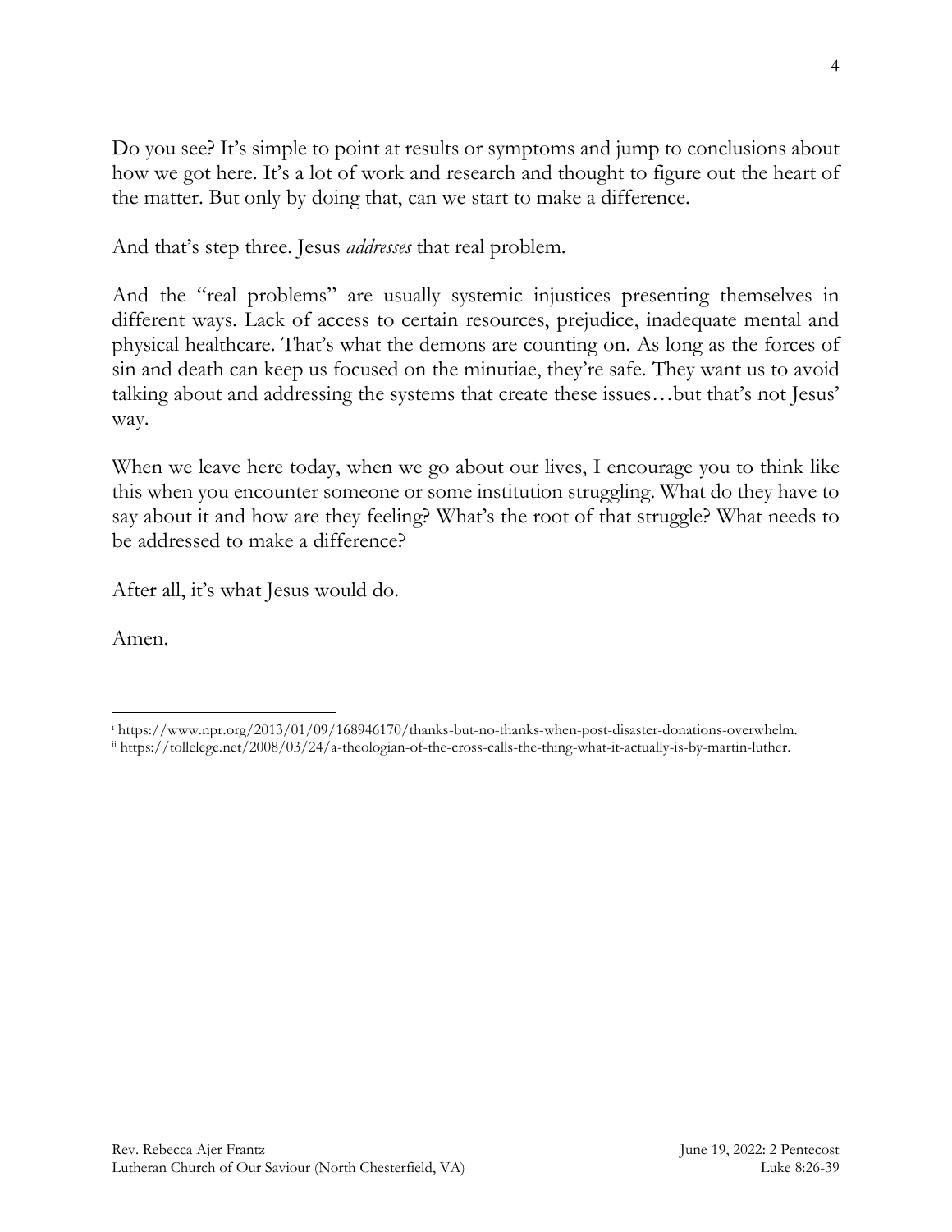Do you see? It's simple to point at results or symptoms and jump to conclusions about how we got here. It's a lot of work and research and thought to figure out the heart of the matter. But only by doing that, can we start to make a difference.

And that's step three. Jesus *addresses* that real problem.

And the "real problems" are usually systemic injustices presenting themselves in different ways. Lack of access to certain resources, prejudice, inadequate mental and physical healthcare. That's what the demons are counting on. As long as the forces of sin and death can keep us focused on the minutiae, they're safe. They want us to avoid talking about and addressing the systems that create these issues…but that's not Jesus' way.

When we leave here today, when we go about our lives, I encourage you to think like this when you encounter someone or some institution struggling. What do they have to say about it and how are they feeling? What's the root of that struggle? What needs to be addressed to make a difference?

After all, it's what Jesus would do.

Amen.

---

[i] https://www.npr.org/2013/01/09/168946170/thanks-but-no-thanks-when-post-disaster-donations-overwhelm.

[ii] https://tollelege.net/2008/03/24/a-theologian-of-the-cross-calls-the-thing-what-it-actually-is-by-martin-luther.